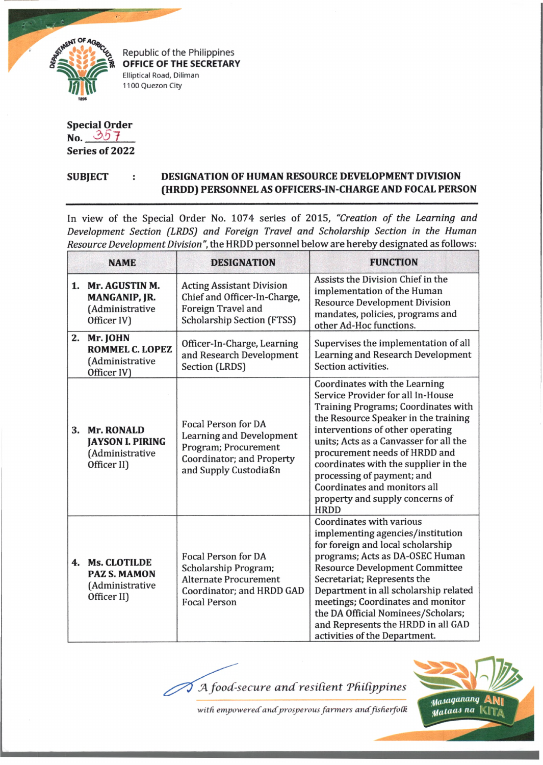Republic of the Philippines
**OFFICE OF THE SECRETARY**
Elliptical Road, Diliman
1100 Quezon City

**Special Order**
**No. 357**
**Series of 2022**

**SUBJECT : DESIGNATION OF HUMAN RESOURCE DEVELOPMENT DIVISION (HRDD) PERSONNEL AS OFFICERS-IN-CHARGE AND FOCAL PERSON**

In view of the Special Order No. 1074 series of 2015, *"Creation of the Learning and Development Section (LRDS) and Foreign Travel and Scholarship Section in the Human Resource Development Division"*, the HRDD personnel below are hereby designated as follows:

| NAME | DESIGNATION | FUNCTION |
|---|---|---|
| 1. **Mr. AGUSTIN M. MANGANIP, JR.** (Administrative Officer IV) | Acting Assistant Division Chief and Officer-In-Charge, Foreign Travel and Scholarship Section (FTSS) | Assists the Division Chief in the implementation of the Human Resource Development Division mandates, policies, programs and other Ad-Hoc functions. |
| 2. **Mr. JOHN ROMMEL C. LOPEZ** (Administrative Officer IV) | Officer-In-Charge, Learning and Research Development Section (LRDS) | Supervises the implementation of all Learning and Research Development Section activities. |
| 3. **Mr. RONALD JAYSON I. PIRING** (Administrative Officer II) | Focal Person for DA Learning and Development Program; Procurement Coordinator; and Property and Supply Custodian | Coordinates with the Learning Service Provider for all In-House Training Programs; Coordinates with the Resource Speaker in the training interventions of other operating units; Acts as a Canvasser for all the procurement needs of HRDD and coordinates with the supplier in the processing of payment; and Coordinates and monitors all property and supply concerns of HRDD |
| 4. **Ms. CLOTILDE PAZ S. MAMON** (Administrative Officer II) | Focal Person for DA Scholarship Program; Alternate Procurement Coordinator; and HRDD GAD Focal Person | Coordinates with various implementing agencies/institution for foreign and local scholarship programs; Acts as DA-OSEC Human Resource Development Committee Secretariat; Represents the Department in all scholarship related meetings; Coordinates and monitor the DA Official Nominees/Scholars; and Represents the HRDD in all GAD activities of the Department. |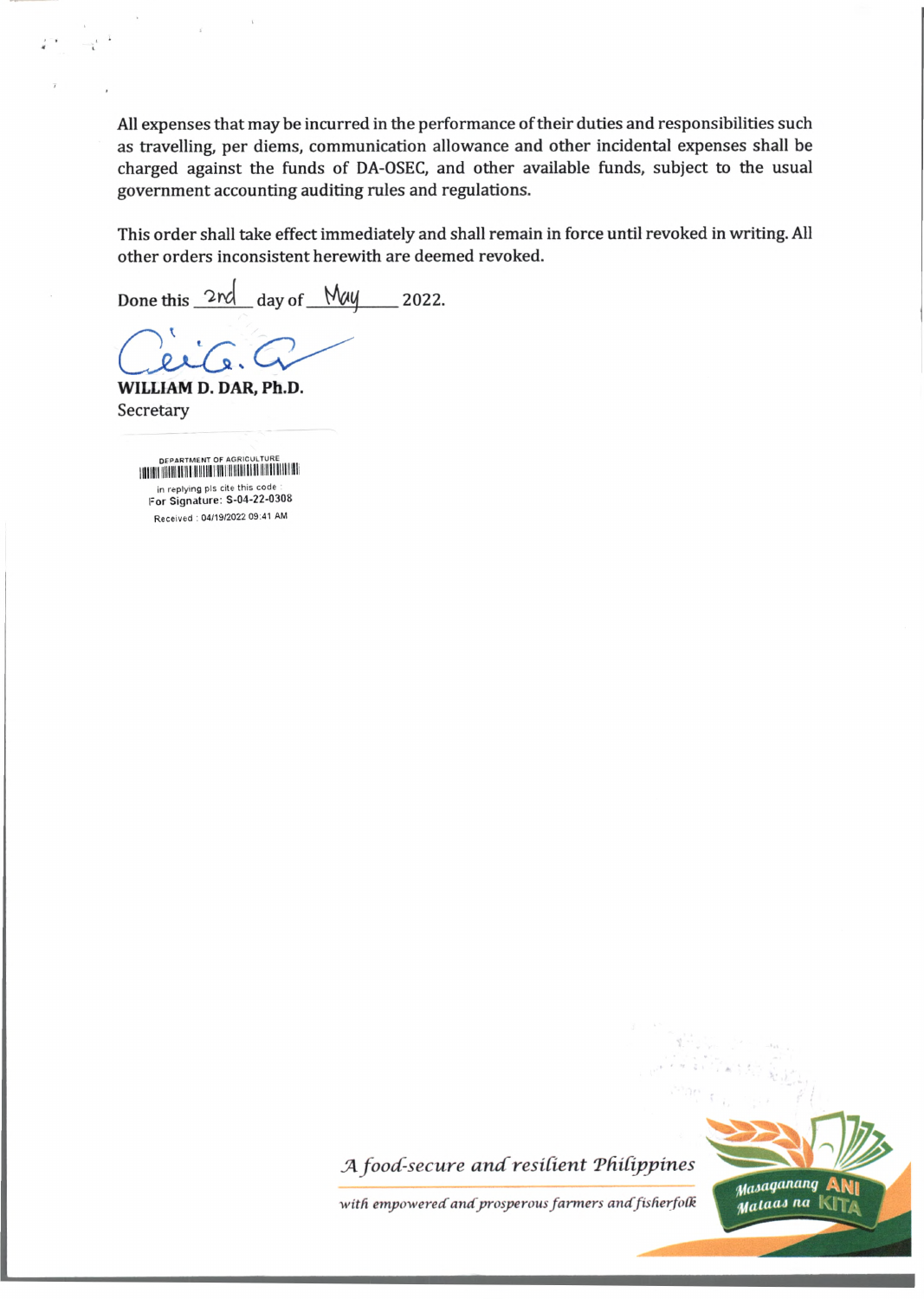All expenses that may be incurred in the performance of their duties and responsibilities such as travelling, per diems, communication allowance and other incidental expenses shall be charged against the funds of DA-OSEC, and other available funds, subject to the usual government accounting auditing rules and regulations.

This order shall take effect immediately and shall remain in force until revoked in writing. All other orders inconsistent herewith are deemed revoked.

Done this 2nd day of May 2022.

**WILLIAM D. DAR, Ph.D.**
Secretary

DEPARTMENT OF AGRICULTURE
in replying pls cite this code :
For Signature: S-04-22-0308
Received : 04/19/2022 09:41 AM

*A food-secure and resilient Philippines*

*with empowered and prosperous farmers and fisherfolk*

Masaganang ANI Mataas na KITA